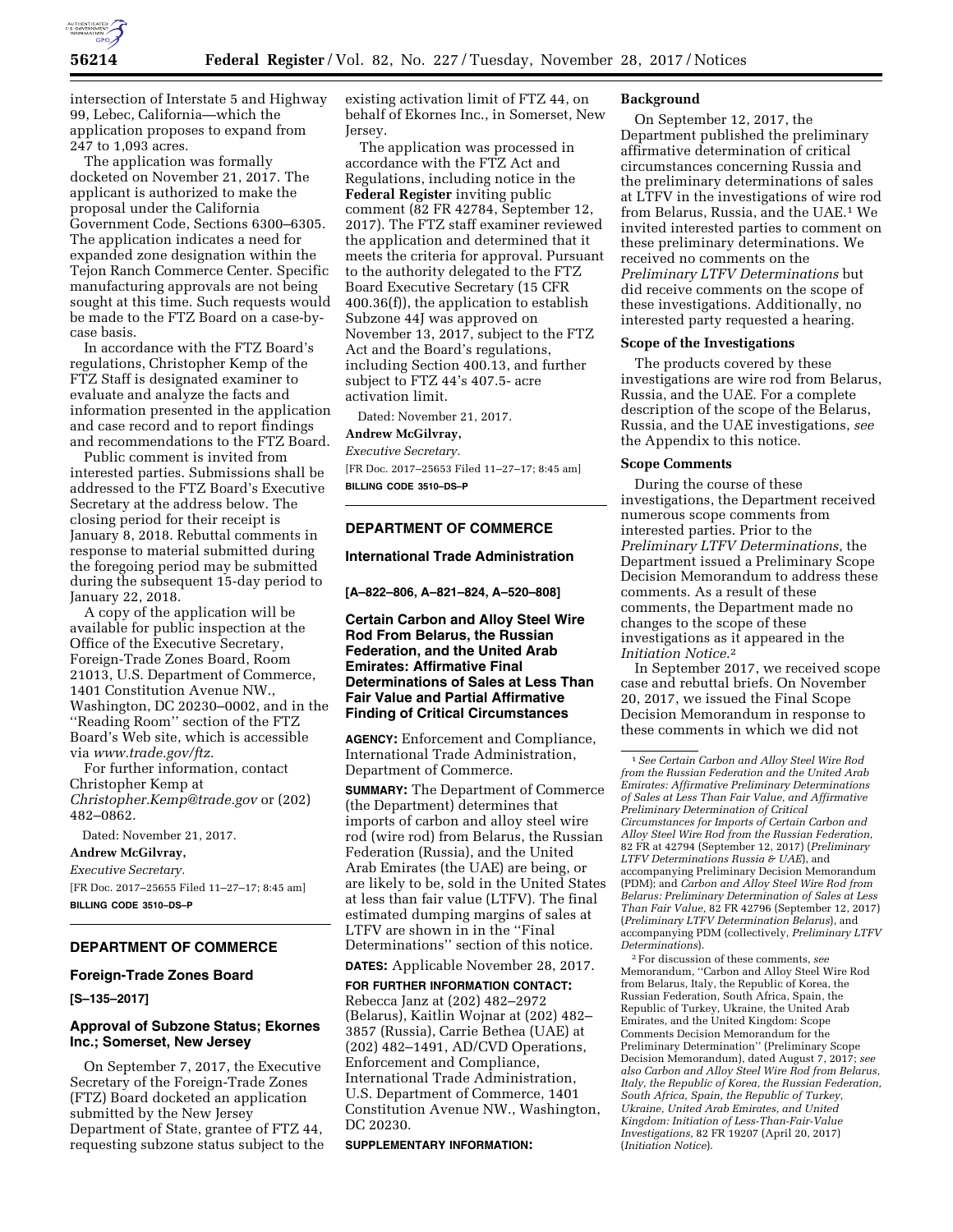intersection of Interstate 5 and Highway 99, Lebec, California—which the application proposes to expand from 247 to 1,093 acres.

The application was formally docketed on November 21, 2017. The applicant is authorized to make the proposal under the California Government Code, Sections 6300–6305. The application indicates a need for expanded zone designation within the Tejon Ranch Commerce Center. Specific manufacturing approvals are not being sought at this time. Such requests would be made to the FTZ Board on a case-by-case basis.

In accordance with the FTZ Board's regulations, Christopher Kemp of the FTZ Staff is designated examiner to evaluate and analyze the facts and information presented in the application and case record and to report findings and recommendations to the FTZ Board.

Public comment is invited from interested parties. Submissions shall be addressed to the FTZ Board's Executive Secretary at the address below. The closing period for their receipt is January 8, 2018. Rebuttal comments in response to material submitted during the foregoing period may be submitted during the subsequent 15-day period to January 22, 2018.

A copy of the application will be available for public inspection at the Office of the Executive Secretary, Foreign-Trade Zones Board, Room 21013, U.S. Department of Commerce, 1401 Constitution Avenue NW., Washington, DC 20230–0002, and in the ''Reading Room'' section of the FTZ Board's Web site, which is accessible via *www.trade.gov/ftz.*

For further information, contact Christopher Kemp at *Christopher.Kemp@trade.gov* or (202) 482–0862.

Dated: November 21, 2017.

**Andrew McGilvray,**

*Executive Secretary.*

[FR Doc. 2017–25655 Filed 11–27–17; 8:45 am]

**BILLING CODE 3510–DS–P**

## DEPARTMENT OF COMMERCE

### Foreign-Trade Zones Board

**[S–135–2017]**

### Approval of Subzone Status; Ekornes Inc.; Somerset, New Jersey

On September 7, 2017, the Executive Secretary of the Foreign-Trade Zones (FTZ) Board docketed an application submitted by the New Jersey Department of State, grantee of FTZ 44, requesting subzone status subject to the existing activation limit of FTZ 44, on behalf of Ekornes Inc., in Somerset, New Jersey.

The application was processed in accordance with the FTZ Act and Regulations, including notice in the **Federal Register** inviting public comment (82 FR 42784, September 12, 2017). The FTZ staff examiner reviewed the application and determined that it meets the criteria for approval. Pursuant to the authority delegated to the FTZ Board Executive Secretary (15 CFR 400.36(f)), the application to establish Subzone 44J was approved on November 13, 2017, subject to the FTZ Act and the Board's regulations, including Section 400.13, and further subject to FTZ 44's 407.5- acre activation limit.

Dated: November 21, 2017.

**Andrew McGilvray,**

*Executive Secretary.*

[FR Doc. 2017–25653 Filed 11–27–17; 8:45 am]

**BILLING CODE 3510–DS–P**

## DEPARTMENT OF COMMERCE

### International Trade Administration

**[A–822–806, A–821–824, A–520–808]**

### Certain Carbon and Alloy Steel Wire Rod From Belarus, the Russian Federation, and the United Arab Emirates: Affirmative Final Determinations of Sales at Less Than Fair Value and Partial Affirmative Finding of Critical Circumstances

**AGENCY:** Enforcement and Compliance, International Trade Administration, Department of Commerce.

**SUMMARY:** The Department of Commerce (the Department) determines that imports of carbon and alloy steel wire rod (wire rod) from Belarus, the Russian Federation (Russia), and the United Arab Emirates (the UAE) are being, or are likely to be, sold in the United States at less than fair value (LTFV). The final estimated dumping margins of sales at LTFV are shown in in the ''Final Determinations'' section of this notice.

**DATES:** Applicable November 28, 2017.

**FOR FURTHER INFORMATION CONTACT:** Rebecca Janz at (202) 482–2972 (Belarus), Kaitlin Wojnar at (202) 482–3857 (Russia), Carrie Bethea (UAE) at (202) 482–1491, AD/CVD Operations, Enforcement and Compliance, International Trade Administration, U.S. Department of Commerce, 1401 Constitution Avenue NW., Washington, DC 20230.

**SUPPLEMENTARY INFORMATION:**

**Background**

On September 12, 2017, the Department published the preliminary affirmative determination of critical circumstances concerning Russia and the preliminary determinations of sales at LTFV in the investigations of wire rod from Belarus, Russia, and the UAE.[1] We invited interested parties to comment on these preliminary determinations. We received no comments on the *Preliminary LTFV Determinations* but did receive comments on the scope of these investigations. Additionally, no interested party requested a hearing.

**Scope of the Investigations**

The products covered by these investigations are wire rod from Belarus, Russia, and the UAE. For a complete description of the scope of the Belarus, Russia, and the UAE investigations, *see* the Appendix to this notice.

**Scope Comments**

During the course of these investigations, the Department received numerous scope comments from interested parties. Prior to the *Preliminary LTFV Determinations,* the Department issued a Preliminary Scope Decision Memorandum to address these comments. As a result of these comments, the Department made no changes to the scope of these investigations as it appeared in the *Initiation Notice.*[2]

In September 2017, we received scope case and rebuttal briefs. On November 20, 2017, we issued the Final Scope Decision Memorandum in response to these comments in which we did not

---

[1] *See Certain Carbon and Alloy Steel Wire Rod from the Russian Federation and the United Arab Emirates: Affirmative Preliminary Determinations of Sales at Less Than Fair Value, and Affirmative Preliminary Determination of Critical Circumstances for Imports of Certain Carbon and Alloy Steel Wire Rod from the Russian Federation,* 82 FR at 42794 (September 12, 2017) (*Preliminary LTFV Determinations Russia & UAE*), and accompanying Preliminary Decision Memorandum (PDM); and *Carbon and Alloy Steel Wire Rod from Belarus: Preliminary Determination of Sales at Less Than Fair Value,* 82 FR 42796 (September 12, 2017) (*Preliminary LTFV Determination Belarus*), and accompanying PDM (collectively, *Preliminary LTFV Determinations*).

[2] For discussion of these comments, *see* Memorandum, ''Carbon and Alloy Steel Wire Rod from Belarus, Italy, the Republic of Korea, the Russian Federation, South Africa, Spain, the Republic of Turkey, Ukraine, the United Arab Emirates, and the United Kingdom: Scope Comments Decision Memorandum for the Preliminary Determination'' (Preliminary Scope Decision Memorandum), dated August 7, 2017; *see also Carbon and Alloy Steel Wire Rod from Belarus, Italy, the Republic of Korea, the Russian Federation, South Africa, Spain, the Republic of Turkey, Ukraine, United Arab Emirates, and United Kingdom: Initiation of Less-Than-Fair-Value Investigations,* 82 FR 19207 (April 20, 2017) (*Initiation Notice*).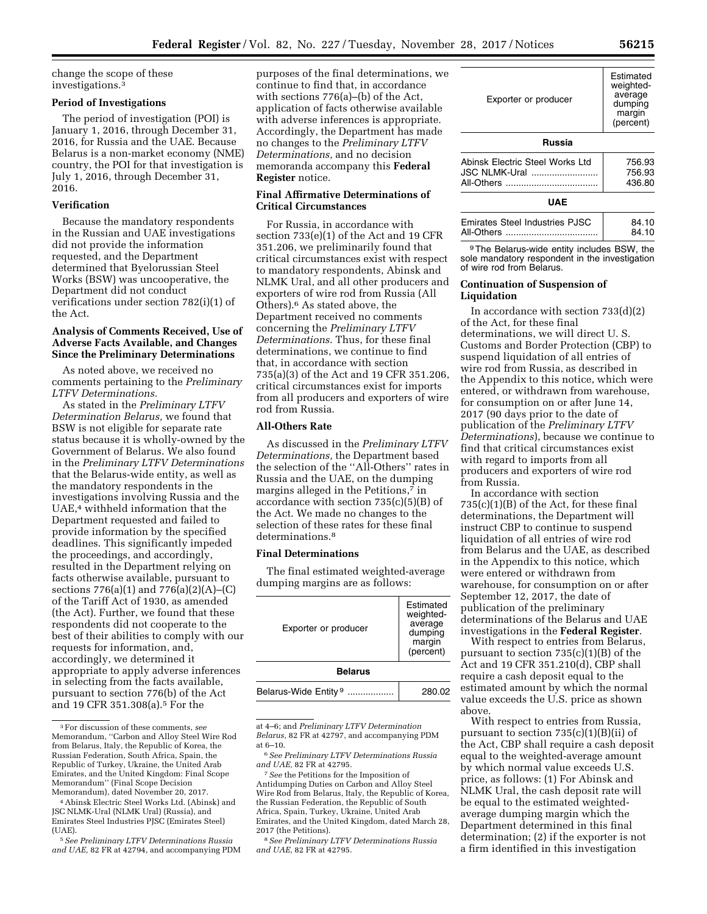change the scope of these investigations.[3]

### Period of Investigations

The period of investigation (POI) is January 1, 2016, through December 31, 2016, for Russia and the UAE. Because Belarus is a non-market economy (NME) country, the POI for that investigation is July 1, 2016, through December 31, 2016.

### Verification

Because the mandatory respondents in the Russian and UAE investigations did not provide the information requested, and the Department determined that Byelorussian Steel Works (BSW) was uncooperative, the Department did not conduct verifications under section 782(i)(1) of the Act.

### Analysis of Comments Received, Use of Adverse Facts Available, and Changes Since the Preliminary Determinations

As noted above, we received no comments pertaining to the *Preliminary LTFV Determinations.*

As stated in the *Preliminary LTFV Determination Belarus,* we found that BSW is not eligible for separate rate status because it is wholly-owned by the Government of Belarus. We also found in the *Preliminary LTFV Determinations* that the Belarus-wide entity, as well as the mandatory respondents in the investigations involving Russia and the UAE,[4] withheld information that the Department requested and failed to provide information by the specified deadlines. This significantly impeded the proceedings, and accordingly, resulted in the Department relying on facts otherwise available, pursuant to sections 776(a)(1) and 776(a)(2)(A)–(C) of the Tariff Act of 1930, as amended (the Act). Further, we found that these respondents did not cooperate to the best of their abilities to comply with our requests for information, and, accordingly, we determined it appropriate to apply adverse inferences in selecting from the facts available, pursuant to section 776(b) of the Act and 19 CFR 351.308(a).[5] For the purposes of the final determinations, we continue to find that, in accordance with sections 776(a)–(b) of the Act, application of facts otherwise available with adverse inferences is appropriate. Accordingly, the Department has made no changes to the *Preliminary LTFV Determinations,* and no decision memoranda accompany this **Federal Register** notice.

### Final Affirmative Determinations of Critical Circumstances

For Russia, in accordance with section 733(e)(1) of the Act and 19 CFR 351.206, we preliminarily found that critical circumstances exist with respect to mandatory respondents, Abinsk and NLMK Ural, and all other producers and exporters of wire rod from Russia (All Others).[6] As stated above, the Department received no comments concerning the *Preliminary LTFV Determinations.* Thus, for these final determinations, we continue to find that, in accordance with section 735(a)(3) of the Act and 19 CFR 351.206, critical circumstances exist for imports from all producers and exporters of wire rod from Russia.

### All-Others Rate

As discussed in the *Preliminary LTFV Determinations,* the Department based the selection of the ''All-Others'' rates in Russia and the UAE, on the dumping margins alleged in the Petitions,[7] in accordance with section 735(c)(5)(B) of the Act. We made no changes to the selection of these rates for these final determinations.[8]

### Final Determinations

The final estimated weighted-average dumping margins are as follows:

| Exporter or producer | Estimated weighted-average dumping margin (percent) |
|---|---|
| **Belarus** | |
| Belarus-Wide Entity[9] | 280.02 |
| **Russia** | |
| Abinsk Electric Steel Works Ltd | 756.93 |
| JSC NLMK-Ural | 756.93 |
| All-Others | 436.80 |
| **UAE** | |
| Emirates Steel Industries PJSC | 84.10 |
| All-Others | 84.10 |

[9] The Belarus-wide entity includes BSW, the sole mandatory respondent in the investigation of wire rod from Belarus.

### Continuation of Suspension of Liquidation

In accordance with section 733(d)(2) of the Act, for these final determinations, we will direct U. S. Customs and Border Protection (CBP) to suspend liquidation of all entries of wire rod from Russia, as described in the Appendix to this notice, which were entered, or withdrawn from warehouse, for consumption on or after June 14, 2017 (90 days prior to the date of publication of the *Preliminary LTFV Determinations*), because we continue to find that critical circumstances exist with regard to imports from all producers and exporters of wire rod from Russia.

In accordance with section 735(c)(1)(B) of the Act, for these final determinations, the Department will instruct CBP to continue to suspend liquidation of all entries of wire rod from Belarus and the UAE, as described in the Appendix to this notice, which were entered or withdrawn from warehouse, for consumption on or after September 12, 2017, the date of publication of the preliminary determinations of the Belarus and UAE investigations in the **Federal Register**.

With respect to entries from Belarus, pursuant to section 735(c)(1)(B) of the Act and 19 CFR 351.210(d), CBP shall require a cash deposit equal to the estimated amount by which the normal value exceeds the U.S. price as shown above.

With respect to entries from Russia, pursuant to section 735(c)(1)(B)(ii) of the Act, CBP shall require a cash deposit equal to the weighted-average amount by which normal value exceeds U.S. price, as follows: (1) For Abinsk and NLMK Ural, the cash deposit rate will be equal to the estimated weighted-average dumping margin which the Department determined in this final determination; (2) if the exporter is not a firm identified in this investigation

---

[3] For discussion of these comments, *see* Memorandum, ''Carbon and Alloy Steel Wire Rod from Belarus, Italy, the Republic of Korea, the Russian Federation, South Africa, Spain, the Republic of Turkey, Ukraine, the United Arab Emirates, and the United Kingdom: Final Scope Memorandum'' (Final Scope Decision Memorandum), dated November 20, 2017.

[4] Abinsk Electric Steel Works Ltd. (Abinsk) and JSC NLMK-Ural (NLMK Ural) (Russia), and Emirates Steel Industries PJSC (Emirates Steel) (UAE).

[5] *See Preliminary LTFV Determinations Russia and UAE,* 82 FR at 42794, and accompanying PDM at 4–6; and *Preliminary LTFV Determination Belarus,* 82 FR at 42797, and accompanying PDM at 6–10.

[6] *See Preliminary LTFV Determinations Russia and UAE,* 82 FR at 42795.

[7] *See* the Petitions for the Imposition of Antidumping Duties on Carbon and Alloy Steel Wire Rod from Belarus, Italy, the Republic of Korea, the Russian Federation, the Republic of South Africa, Spain, Turkey, Ukraine, United Arab Emirates, and the United Kingdom, dated March 28, 2017 (the Petitions).

[8] *See Preliminary LTFV Determinations Russia and UAE,* 82 FR at 42795.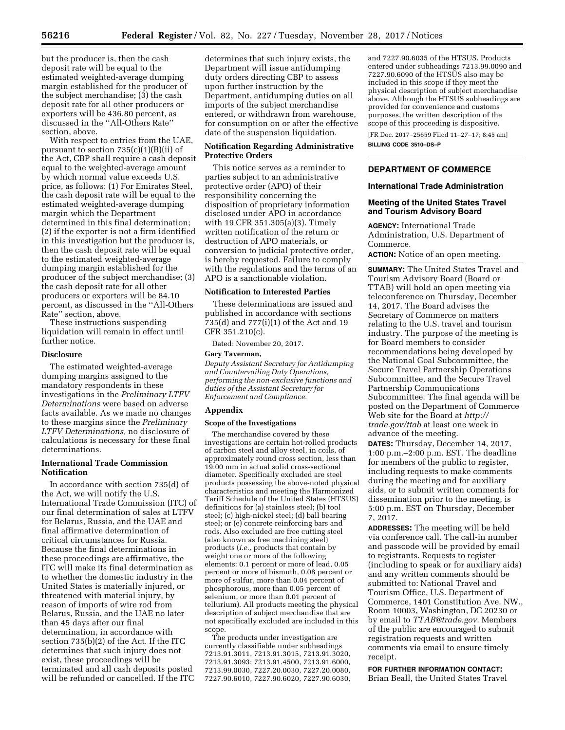but the producer is, then the cash deposit rate will be equal to the estimated weighted-average dumping margin established for the producer of the subject merchandise; (3) the cash deposit rate for all other producers or exporters will be 436.80 percent, as discussed in the ''All-Others Rate'' section, above.

With respect to entries from the UAE, pursuant to section 735(c)(1)(B)(ii) of the Act, CBP shall require a cash deposit equal to the weighted-average amount by which normal value exceeds U.S. price, as follows: (1) For Emirates Steel, the cash deposit rate will be equal to the estimated weighted-average dumping margin which the Department determined in this final determination; (2) if the exporter is not a firm identified in this investigation but the producer is, then the cash deposit rate will be equal to the estimated weighted-average dumping margin established for the producer of the subject merchandise; (3) the cash deposit rate for all other producers or exporters will be 84.10 percent, as discussed in the ''All-Others Rate'' section, above.

These instructions suspending liquidation will remain in effect until further notice.

### Disclosure

The estimated weighted-average dumping margins assigned to the mandatory respondents in these investigations in the *Preliminary LTFV Determinations* were based on adverse facts available. As we made no changes to these margins since the *Preliminary LTFV Determinations,* no disclosure of calculations is necessary for these final determinations.

### International Trade Commission Notification

In accordance with section 735(d) of the Act, we will notify the U.S. International Trade Commission (ITC) of our final determination of sales at LTFV for Belarus, Russia, and the UAE and final affirmative determination of critical circumstances for Russia. Because the final determinations in these proceedings are affirmative, the ITC will make its final determination as to whether the domestic industry in the United States is materially injured, or threatened with material injury, by reason of imports of wire rod from Belarus, Russia, and the UAE no later than 45 days after our final determination, in accordance with section 735(b)(2) of the Act. If the ITC determines that such injury does not exist, these proceedings will be terminated and all cash deposits posted will be refunded or cancelled. If the ITC determines that such injury exists, the Department will issue antidumping duty orders directing CBP to assess upon further instruction by the Department, antidumping duties on all imports of the subject merchandise entered, or withdrawn from warehouse, for consumption on or after the effective date of the suspension liquidation.

### Notification Regarding Administrative Protective Orders

This notice serves as a reminder to parties subject to an administrative protective order (APO) of their responsibility concerning the disposition of proprietary information disclosed under APO in accordance with 19 CFR 351.305(a)(3). Timely written notification of the return or destruction of APO materials, or conversion to judicial protective order, is hereby requested. Failure to comply with the regulations and the terms of an APO is a sanctionable violation.

### Notification to Interested Parties

These determinations are issued and published in accordance with sections 735(d) and 777(i)(1) of the Act and 19 CFR 351.210(c).

Dated: November 20, 2017.

**Gary Taverman,**

*Deputy Assistant Secretary for Antidumping and Countervailing Duty Operations, performing the non-exclusive functions and duties of the Assistant Secretary for Enforcement and Compliance.*

## Appendix

### Scope of the Investigations

The merchandise covered by these investigations are certain hot-rolled products of carbon steel and alloy steel, in coils, of approximately round cross section, less than 19.00 mm in actual solid cross-sectional diameter. Specifically excluded are steel products possessing the above-noted physical characteristics and meeting the Harmonized Tariff Schedule of the United States (HTSUS) definitions for (a) stainless steel; (b) tool steel; (c) high-nickel steel; (d) ball bearing steel; or (e) concrete reinforcing bars and rods. Also excluded are free cutting steel (also known as free machining steel) products (*i.e.,* products that contain by weight one or more of the following elements: 0.1 percent or more of lead, 0.05 percent or more of bismuth, 0.08 percent or more of sulfur, more than 0.04 percent of phosphorous, more than 0.05 percent of selenium, or more than 0.01 percent of tellurium). All products meeting the physical description of subject merchandise that are not specifically excluded are included in this scope.

The products under investigation are currently classifiable under subheadings 7213.91.3011, 7213.91.3015, 7213.91.3020, 7213.91.3093; 7213.91.4500, 7213.91.6000, 7213.99.0030, 7227.20.0030, 7227.20.0080, 7227.90.6010, 7227.90.6020, 7227.90.6030, and 7227.90.6035 of the HTSUS. Products entered under subheadings 7213.99.0090 and 7227.90.6090 of the HTSUS also may be included in this scope if they meet the physical description of subject merchandise above. Although the HTSUS subheadings are provided for convenience and customs purposes, the written description of the scope of this proceeding is dispositive.

[FR Doc. 2017–25659 Filed 11–27–17; 8:45 am]

**BILLING CODE 3510–DS–P**

---

## DEPARTMENT OF COMMERCE

### International Trade Administration

### Meeting of the United States Travel and Tourism Advisory Board

**AGENCY:** International Trade Administration, U.S. Department of Commerce.

**ACTION:** Notice of an open meeting.

**SUMMARY:** The United States Travel and Tourism Advisory Board (Board or TTAB) will hold an open meeting via teleconference on Thursday, December 14, 2017. The Board advises the Secretary of Commerce on matters relating to the U.S. travel and tourism industry. The purpose of the meeting is for Board members to consider recommendations being developed by the National Goal Subcommittee, the Secure Travel Partnership Operations Subcommittee, and the Secure Travel Partnership Communications Subcommittee. The final agenda will be posted on the Department of Commerce Web site for the Board at *http://trade.gov/ttab* at least one week in advance of the meeting.

**DATES:** Thursday, December 14, 2017, 1:00 p.m.–2:00 p.m. EST. The deadline for members of the public to register, including requests to make comments during the meeting and for auxiliary aids, or to submit written comments for dissemination prior to the meeting, is 5:00 p.m. EST on Thursday, December 7, 2017.

**ADDRESSES:** The meeting will be held via conference call. The call-in number and passcode will be provided by email to registrants. Requests to register (including to speak or for auxiliary aids) and any written comments should be submitted to: National Travel and Tourism Office, U.S. Department of Commerce, 1401 Constitution Ave. NW., Room 10003, Washington, DC 20230 or by email to *TTAB@trade.gov.* Members of the public are encouraged to submit registration requests and written comments via email to ensure timely receipt.

**FOR FURTHER INFORMATION CONTACT:** Brian Beall, the United States Travel